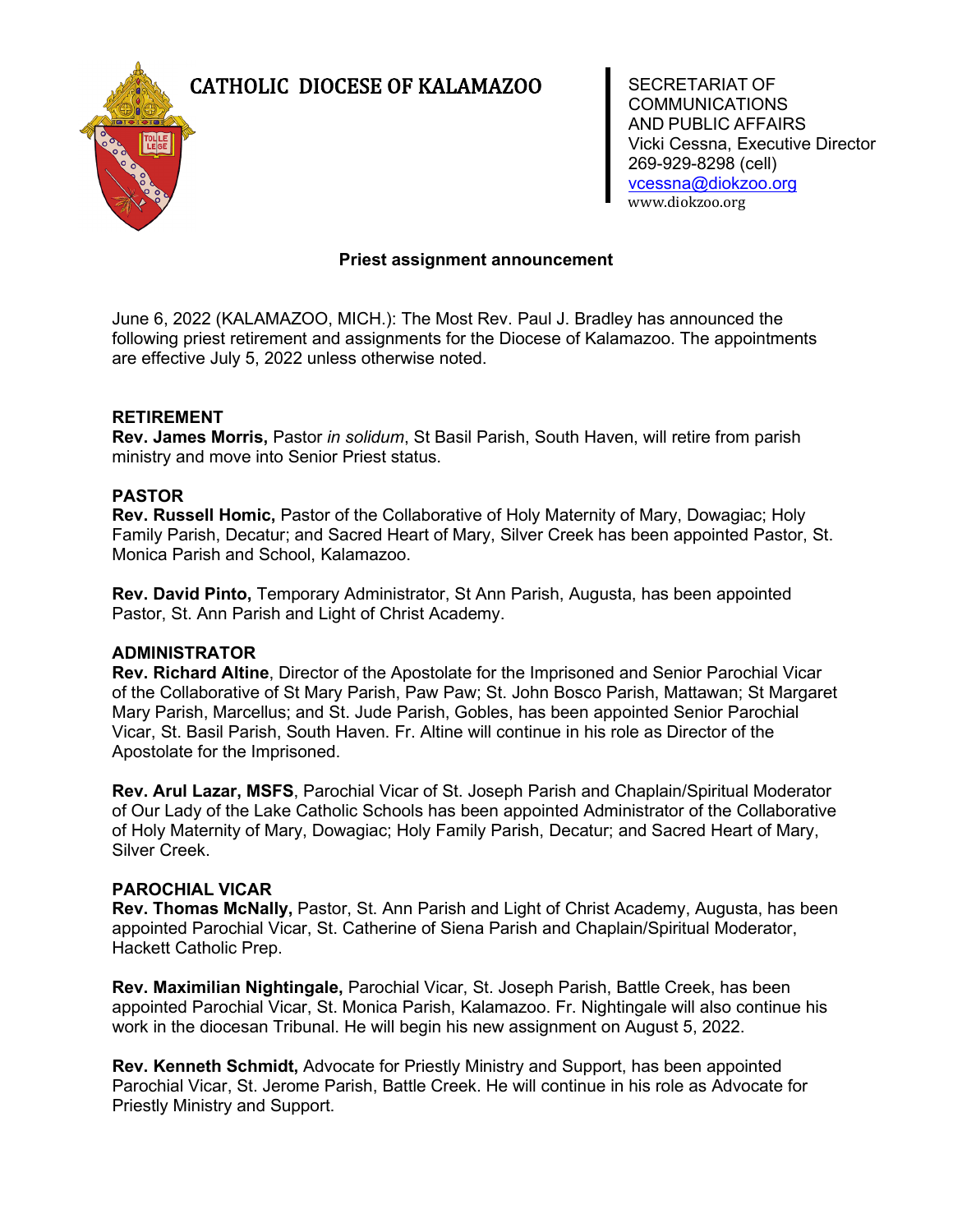# CATHOLIC DIOCESE OF KALAMAZOO

SECRETARIAT OF COMMUNICATIONS AND PUBLIC AFFAIRS
Vicki Cessna, Executive Director
269-929-8298 (cell)
vcessna@diokzoo.org
www.diokzoo.org

## Priest assignment announcement

June 6, 2022 (KALAMAZOO, MICH.): The Most Rev. Paul J. Bradley has announced the following priest retirement and assignments for the Diocese of Kalamazoo. The appointments are effective July 5, 2022 unless otherwise noted.

### RETIREMENT

**Rev. James Morris,** Pastor *in solidum*, St Basil Parish, South Haven, will retire from parish ministry and move into Senior Priest status.

### PASTOR

**Rev. Russell Homic,** Pastor of the Collaborative of Holy Maternity of Mary, Dowagiac; Holy Family Parish, Decatur; and Sacred Heart of Mary, Silver Creek has been appointed Pastor, St. Monica Parish and School, Kalamazoo.

**Rev. David Pinto,** Temporary Administrator, St Ann Parish, Augusta, has been appointed Pastor, St. Ann Parish and Light of Christ Academy.

### ADMINISTRATOR

**Rev. Richard Altine**, Director of the Apostolate for the Imprisoned and Senior Parochial Vicar of the Collaborative of St Mary Parish, Paw Paw; St. John Bosco Parish, Mattawan; St Margaret Mary Parish, Marcellus; and St. Jude Parish, Gobles, has been appointed Senior Parochial Vicar, St. Basil Parish, South Haven. Fr. Altine will continue in his role as Director of the Apostolate for the Imprisoned.

**Rev. Arul Lazar, MSFS**, Parochial Vicar of St. Joseph Parish and Chaplain/Spiritual Moderator of Our Lady of the Lake Catholic Schools has been appointed Administrator of the Collaborative of Holy Maternity of Mary, Dowagiac; Holy Family Parish, Decatur; and Sacred Heart of Mary, Silver Creek.

### PAROCHIAL VICAR

**Rev. Thomas McNally,** Pastor, St. Ann Parish and Light of Christ Academy, Augusta, has been appointed Parochial Vicar, St. Catherine of Siena Parish and Chaplain/Spiritual Moderator, Hackett Catholic Prep.

**Rev. Maximilian Nightingale,** Parochial Vicar, St. Joseph Parish, Battle Creek, has been appointed Parochial Vicar, St. Monica Parish, Kalamazoo. Fr. Nightingale will also continue his work in the diocesan Tribunal. He will begin his new assignment on August 5, 2022.

**Rev. Kenneth Schmidt,** Advocate for Priestly Ministry and Support, has been appointed Parochial Vicar, St. Jerome Parish, Battle Creek. He will continue in his role as Advocate for Priestly Ministry and Support.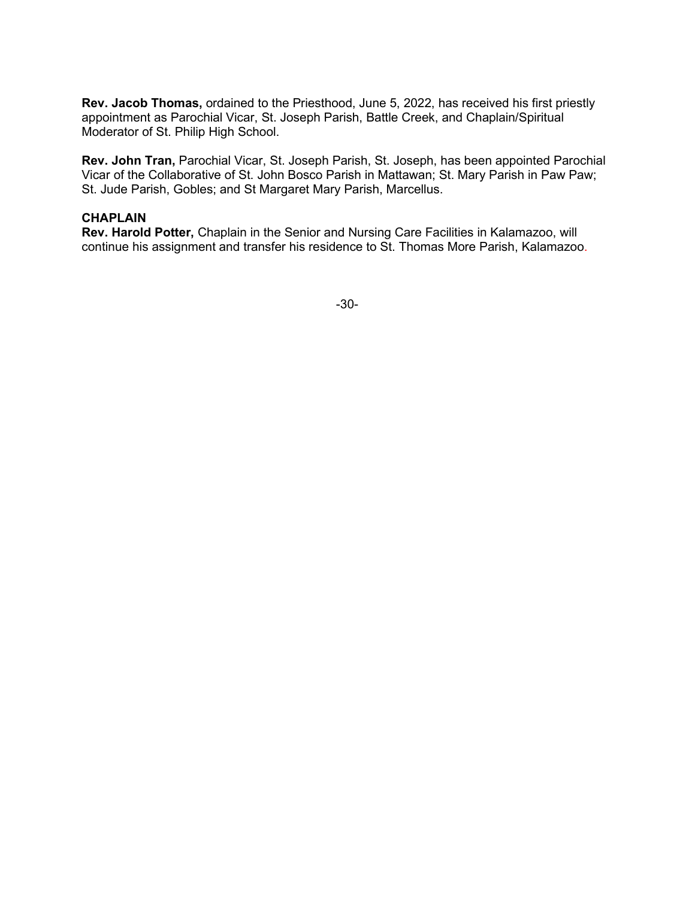**Rev. Jacob Thomas,** ordained to the Priesthood, June 5, 2022, has received his first priestly appointment as Parochial Vicar, St. Joseph Parish, Battle Creek, and Chaplain/Spiritual Moderator of St. Philip High School.

**Rev. John Tran,** Parochial Vicar, St. Joseph Parish, St. Joseph, has been appointed Parochial Vicar of the Collaborative of St. John Bosco Parish in Mattawan; St. Mary Parish in Paw Paw; St. Jude Parish, Gobles; and St Margaret Mary Parish, Marcellus.

**CHAPLAIN**

**Rev. Harold Potter,** Chaplain in the Senior and Nursing Care Facilities in Kalamazoo, will continue his assignment and transfer his residence to St. Thomas More Parish, Kalamazoo.

-30-